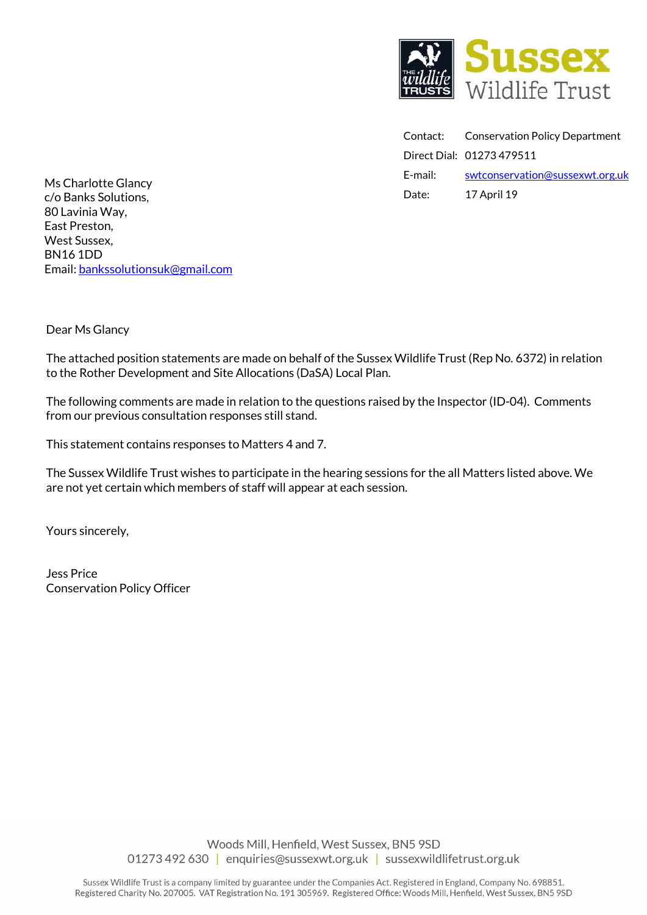**Sussex Wildlife Trust**

Contact: Conservation Policy Department
Direct Dial: 01273 479511
E-mail: swtconservation@sussexwt.org.uk
Date: 17 April 19

Ms Charlotte Glancy
c/o Banks Solutions,
80 Lavinia Way,
East Preston,
West Sussex,
BN16 1DD
Email: bankssolutionsuk@gmail.com

Dear Ms Glancy

The attached position statements are made on behalf of the Sussex Wildlife Trust (Rep No. 6372) in relation to the Rother Development and Site Allocations (DaSA) Local Plan.

The following comments are made in relation to the questions raised by the Inspector (ID-04). Comments from our previous consultation responses still stand.

This statement contains responses to Matters 4 and 7.

The Sussex Wildlife Trust wishes to participate in the hearing sessions for the all Matters listed above. We are not yet certain which members of staff will appear at each session.

Yours sincerely,

Jess Price
Conservation Policy Officer

Woods Mill, Henfield, West Sussex, BN5 9SD
01273 492 630 | enquiries@sussexwt.org.uk | sussexwildlifetrust.org.uk

Sussex Wildlife Trust is a company limited by guarantee under the Companies Act. Registered in England, Company No. 698851. Registered Charity No. 207005. VAT Registration No. 191 305969. Registered Office: Woods Mill, Henfield, West Sussex, BN5 9SD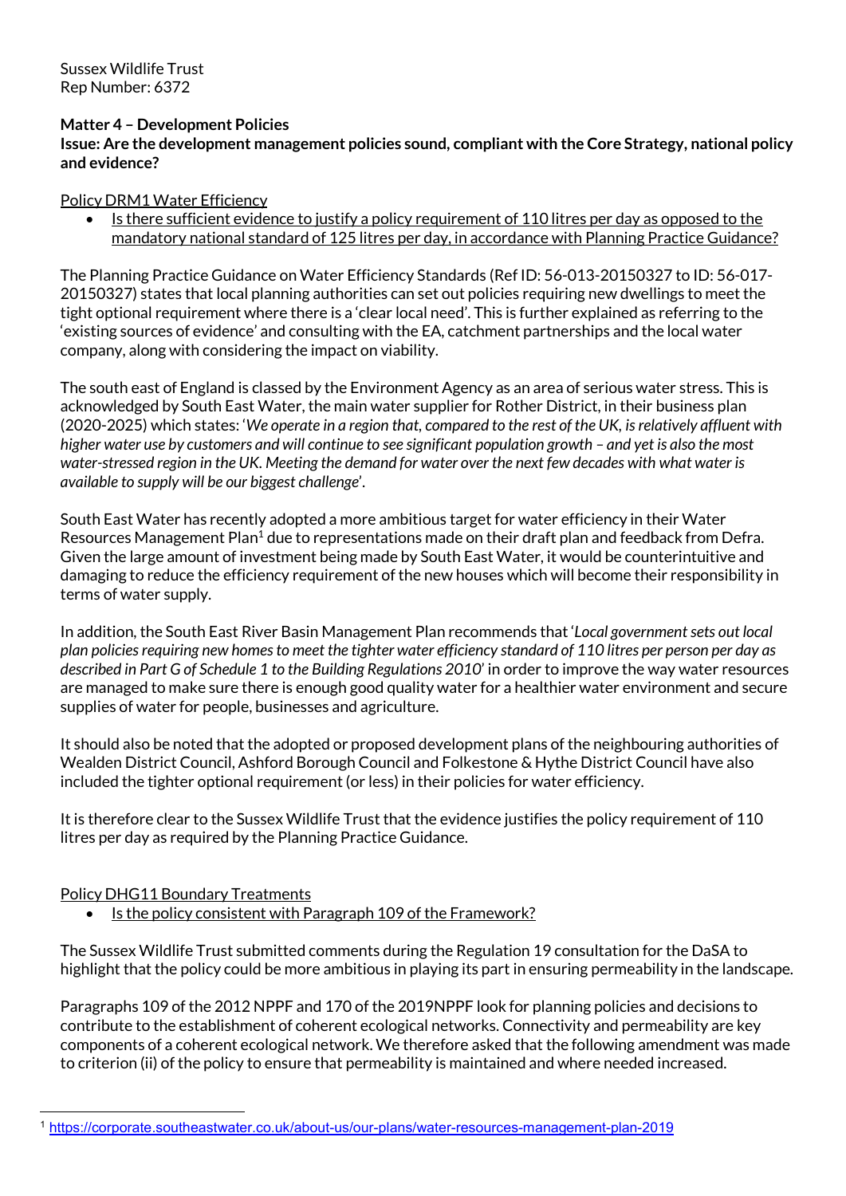Sussex Wildlife Trust
Rep Number: 6372

**Matter 4 – Development Policies**
**Issue: Are the development management policies sound, compliant with the Core Strategy, national policy and evidence?**

Policy DRM1 Water Efficiency

- Is there sufficient evidence to justify a policy requirement of 110 litres per day as opposed to the mandatory national standard of 125 litres per day, in accordance with Planning Practice Guidance?

The Planning Practice Guidance on Water Efficiency Standards (Ref ID: 56-013-20150327 to ID: 56-017-20150327) states that local planning authorities can set out policies requiring new dwellings to meet the tight optional requirement where there is a 'clear local need'. This is further explained as referring to the 'existing sources of evidence' and consulting with the EA, catchment partnerships and the local water company, along with considering the impact on viability.

The south east of England is classed by the Environment Agency as an area of serious water stress. This is acknowledged by South East Water, the main water supplier for Rother District, in their business plan (2020-2025) which states: '*We operate in a region that, compared to the rest of the UK, is relatively affluent with higher water use by customers and will continue to see significant population growth – and yet is also the most water-stressed region in the UK. Meeting the demand for water over the next few decades with what water is available to supply will be our biggest challenge*'.

South East Water has recently adopted a more ambitious target for water efficiency in their Water Resources Management Plan[1] due to representations made on their draft plan and feedback from Defra. Given the large amount of investment being made by South East Water, it would be counterintuitive and damaging to reduce the efficiency requirement of the new houses which will become their responsibility in terms of water supply.

In addition, the South East River Basin Management Plan recommends that '*Local government sets out local plan policies requiring new homes to meet the tighter water efficiency standard of 110 litres per person per day as described in Part G of Schedule 1 to the Building Regulations 2010*' in order to improve the way water resources are managed to make sure there is enough good quality water for a healthier water environment and secure supplies of water for people, businesses and agriculture.

It should also be noted that the adopted or proposed development plans of the neighbouring authorities of Wealden District Council, Ashford Borough Council and Folkestone & Hythe District Council have also included the tighter optional requirement (or less) in their policies for water efficiency.

It is therefore clear to the Sussex Wildlife Trust that the evidence justifies the policy requirement of 110 litres per day as required by the Planning Practice Guidance.

Policy DHG11 Boundary Treatments

- Is the policy consistent with Paragraph 109 of the Framework?

The Sussex Wildlife Trust submitted comments during the Regulation 19 consultation for the DaSA to highlight that the policy could be more ambitious in playing its part in ensuring permeability in the landscape.

Paragraphs 109 of the 2012 NPPF and 170 of the 2019NPPF look for planning policies and decisions to contribute to the establishment of coherent ecological networks. Connectivity and permeability are key components of a coherent ecological network. We therefore asked that the following amendment was made to criterion (ii) of the policy to ensure that permeability is maintained and where needed increased.

---

[1] https://corporate.southeastwater.co.uk/about-us/our-plans/water-resources-management-plan-2019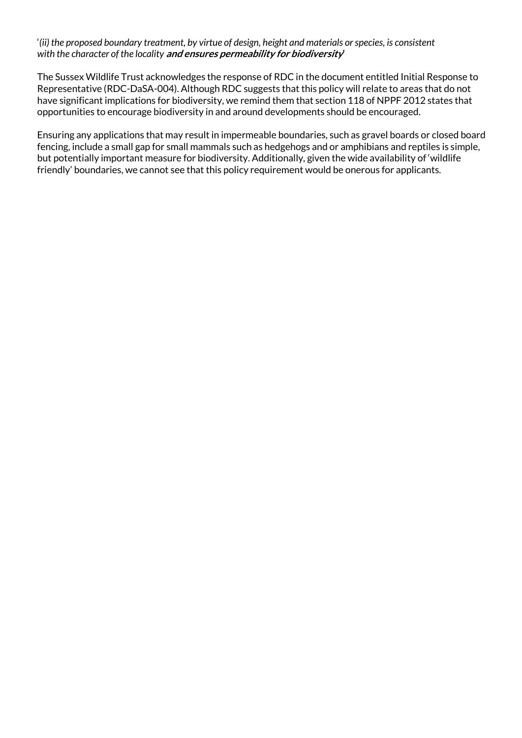'*(ii) the proposed boundary treatment, by virtue of design, height and materials or species, is consistent with the character of the locality* ***and ensures permeability for biodiversity***'

The Sussex Wildlife Trust acknowledges the response of RDC in the document entitled Initial Response to Representative (RDC-DaSA-004). Although RDC suggests that this policy will relate to areas that do not have significant implications for biodiversity, we remind them that section 118 of NPPF 2012 states that opportunities to encourage biodiversity in and around developments should be encouraged.

Ensuring any applications that may result in impermeable boundaries, such as gravel boards or closed board fencing, include a small gap for small mammals such as hedgehogs and or amphibians and reptiles is simple, but potentially important measure for biodiversity. Additionally, given the wide availability of 'wildlife friendly' boundaries, we cannot see that this policy requirement would be onerous for applicants.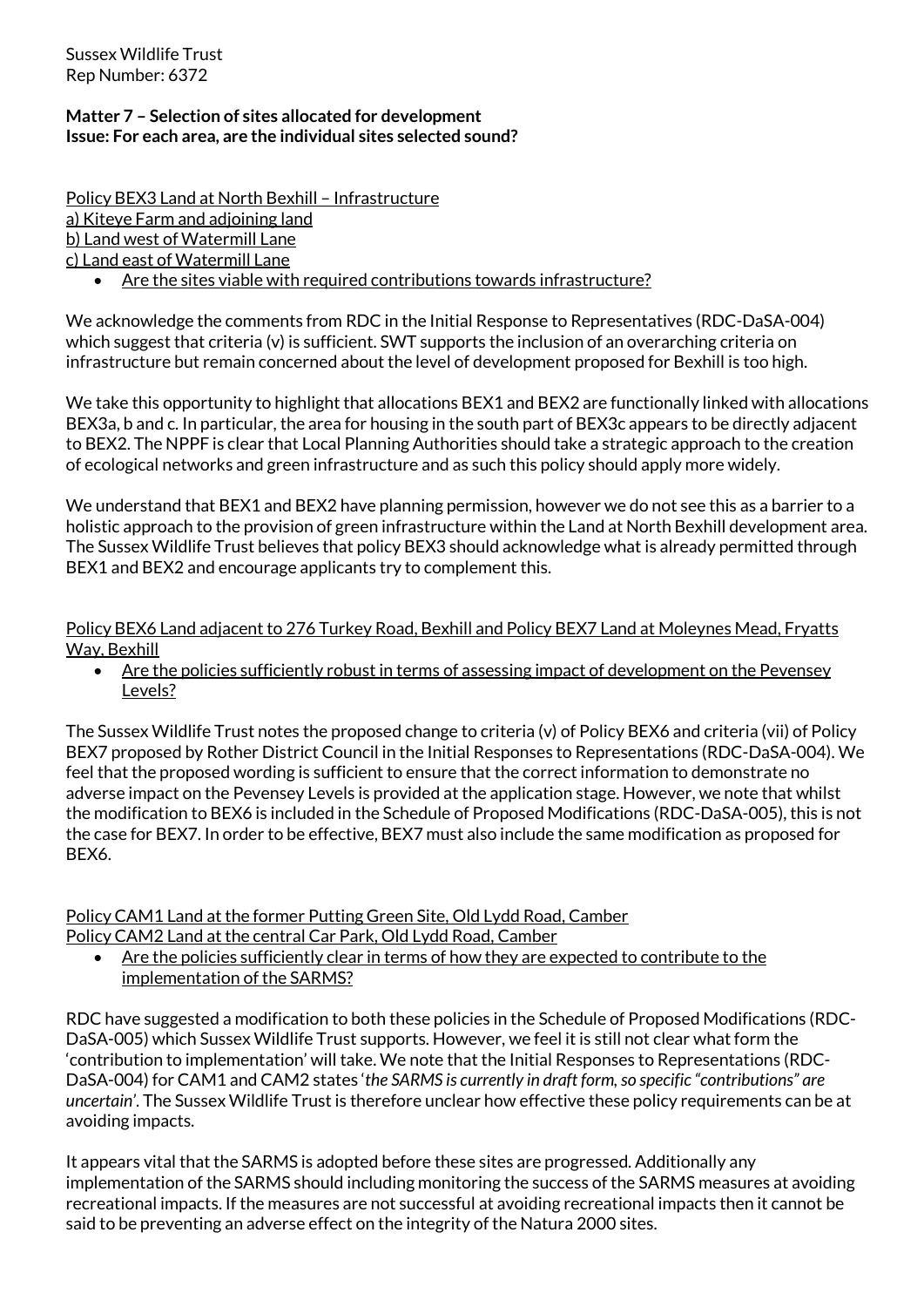Sussex Wildlife Trust
Rep Number: 6372

**Matter 7 – Selection of sites allocated for development**
**Issue: For each area, are the individual sites selected sound?**

<u>Policy BEX3 Land at North Bexhill – Infrastructure</u>
<u>a) Kiteye Farm and adjoining land</u>
<u>b) Land west of Watermill Lane</u>
<u>c) Land east of Watermill Lane</u>

- <u>Are the sites viable with required contributions towards infrastructure?</u>

We acknowledge the comments from RDC in the Initial Response to Representatives (RDC-DaSA-004) which suggest that criteria (v) is sufficient. SWT supports the inclusion of an overarching criteria on infrastructure but remain concerned about the level of development proposed for Bexhill is too high.

We take this opportunity to highlight that allocations BEX1 and BEX2 are functionally linked with allocations BEX3a, b and c. In particular, the area for housing in the south part of BEX3c appears to be directly adjacent to BEX2. The NPPF is clear that Local Planning Authorities should take a strategic approach to the creation of ecological networks and green infrastructure and as such this policy should apply more widely.

We understand that BEX1 and BEX2 have planning permission, however we do not see this as a barrier to a holistic approach to the provision of green infrastructure within the Land at North Bexhill development area. The Sussex Wildlife Trust believes that policy BEX3 should acknowledge what is already permitted through BEX1 and BEX2 and encourage applicants try to complement this.

<u>Policy BEX6 Land adjacent to 276 Turkey Road, Bexhill and Policy BEX7 Land at Moleynes Mead, Fryatts Way, Bexhill</u>

- <u>Are the policies sufficiently robust in terms of assessing impact of development on the Pevensey Levels?</u>

The Sussex Wildlife Trust notes the proposed change to criteria (v) of Policy BEX6 and criteria (vii) of Policy BEX7 proposed by Rother District Council in the Initial Responses to Representations (RDC-DaSA-004). We feel that the proposed wording is sufficient to ensure that the correct information to demonstrate no adverse impact on the Pevensey Levels is provided at the application stage. However, we note that whilst the modification to BEX6 is included in the Schedule of Proposed Modifications (RDC-DaSA-005), this is not the case for BEX7. In order to be effective, BEX7 must also include the same modification as proposed for BEX6.

<u>Policy CAM1 Land at the former Putting Green Site, Old Lydd Road, Camber</u>
<u>Policy CAM2 Land at the central Car Park, Old Lydd Road, Camber</u>

- <u>Are the policies sufficiently clear in terms of how they are expected to contribute to the implementation of the SARMS?</u>

RDC have suggested a modification to both these policies in the Schedule of Proposed Modifications (RDC-DaSA-005) which Sussex Wildlife Trust supports. However, we feel it is still not clear what form the 'contribution to implementation' will take. We note that the Initial Responses to Representations (RDC-DaSA-004) for CAM1 and CAM2 states '*the SARMS is currently in draft form, so specific "contributions" are uncertain*'. The Sussex Wildlife Trust is therefore unclear how effective these policy requirements can be at avoiding impacts.

It appears vital that the SARMS is adopted before these sites are progressed. Additionally any implementation of the SARMS should including monitoring the success of the SARMS measures at avoiding recreational impacts. If the measures are not successful at avoiding recreational impacts then it cannot be said to be preventing an adverse effect on the integrity of the Natura 2000 sites.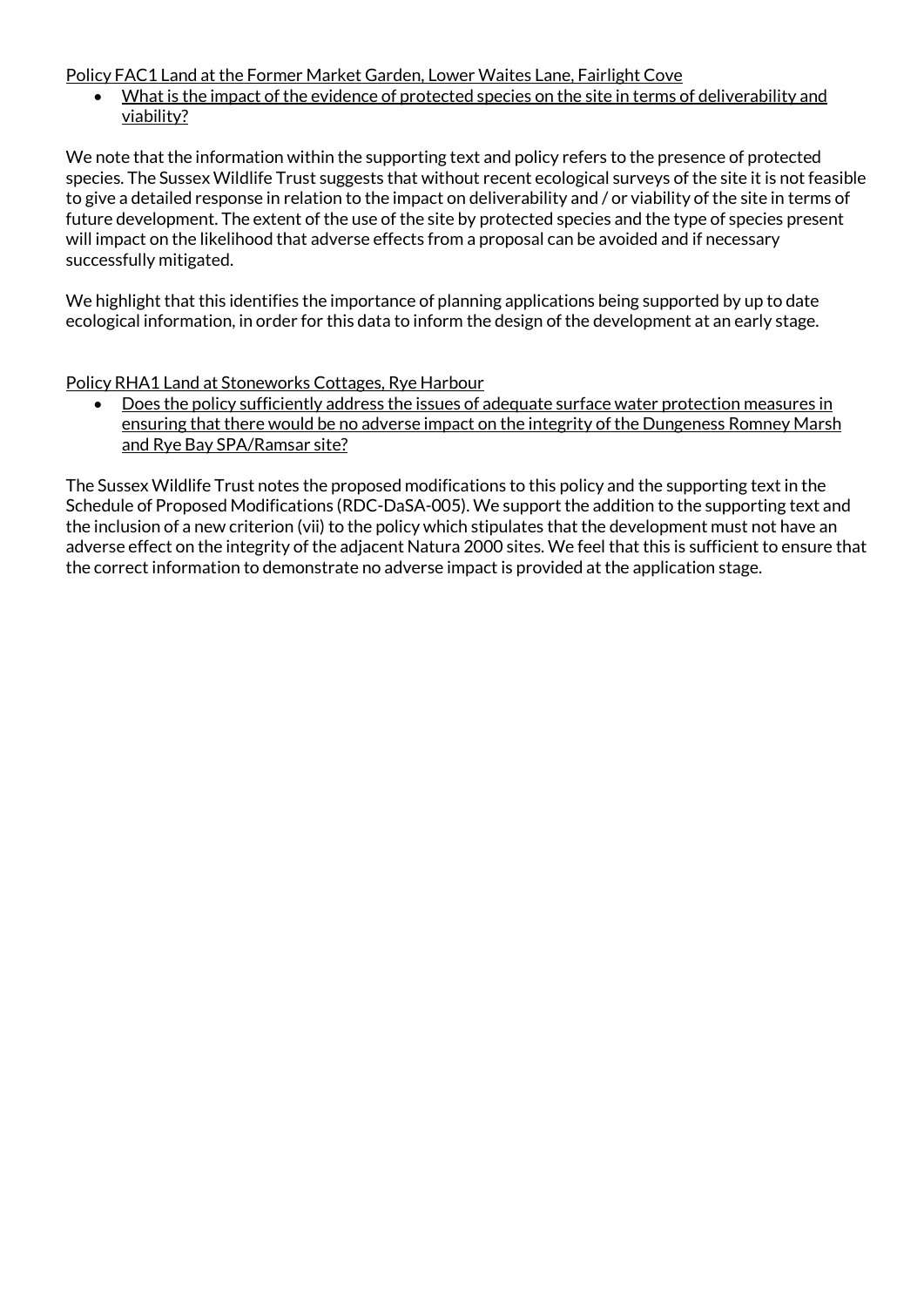Policy FAC1 Land at the Former Market Garden, Lower Waites Lane, Fairlight Cove

- What is the impact of the evidence of protected species on the site in terms of deliverability and viability?

We note that the information within the supporting text and policy refers to the presence of protected species. The Sussex Wildlife Trust suggests that without recent ecological surveys of the site it is not feasible to give a detailed response in relation to the impact on deliverability and / or viability of the site in terms of future development. The extent of the use of the site by protected species and the type of species present will impact on the likelihood that adverse effects from a proposal can be avoided and if necessary successfully mitigated.

We highlight that this identifies the importance of planning applications being supported by up to date ecological information, in order for this data to inform the design of the development at an early stage.

Policy RHA1 Land at Stoneworks Cottages, Rye Harbour

- Does the policy sufficiently address the issues of adequate surface water protection measures in ensuring that there would be no adverse impact on the integrity of the Dungeness Romney Marsh and Rye Bay SPA/Ramsar site?

The Sussex Wildlife Trust notes the proposed modifications to this policy and the supporting text in the Schedule of Proposed Modifications (RDC-DaSA-005). We support the addition to the supporting text and the inclusion of a new criterion (vii) to the policy which stipulates that the development must not have an adverse effect on the integrity of the adjacent Natura 2000 sites. We feel that this is sufficient to ensure that the correct information to demonstrate no adverse impact is provided at the application stage.